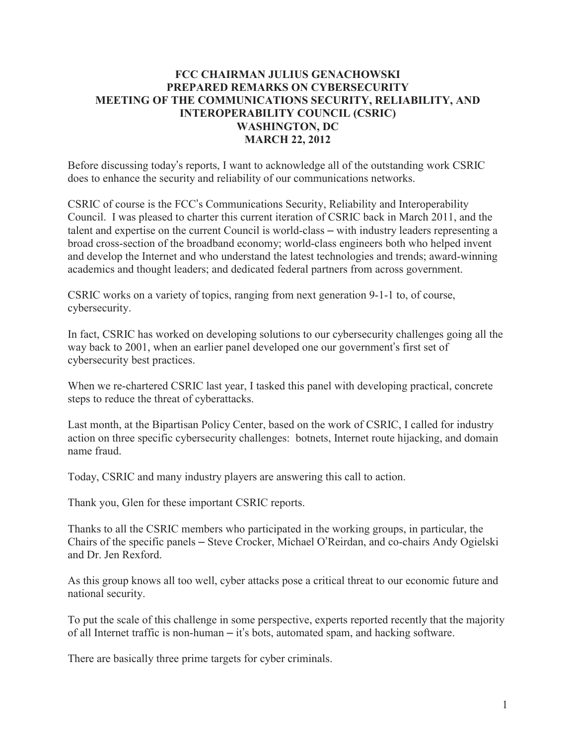# FCC CHAIRMAN JULIUS GENACHOWSKI
# PREPARED REMARKS ON CYBERSECURITY
# MEETING OF THE COMMUNICATIONS SECURITY, RELIABILITY, AND INTEROPERABILITY COUNCIL (CSRIC)
# WASHINGTON, DC
# MARCH 22, 2012

Before discussing today's reports, I want to acknowledge all of the outstanding work CSRIC does to enhance the security and reliability of our communications networks.

CSRIC of course is the FCC's Communications Security, Reliability and Interoperability Council. I was pleased to charter this current iteration of CSRIC back in March 2011, and the talent and expertise on the current Council is world-class – with industry leaders representing a broad cross-section of the broadband economy; world-class engineers both who helped invent and develop the Internet and who understand the latest technologies and trends; award-winning academics and thought leaders; and dedicated federal partners from across government.

CSRIC works on a variety of topics, ranging from next generation 9-1-1 to, of course, cybersecurity.

In fact, CSRIC has worked on developing solutions to our cybersecurity challenges going all the way back to 2001, when an earlier panel developed one our government's first set of cybersecurity best practices.

When we re-chartered CSRIC last year, I tasked this panel with developing practical, concrete steps to reduce the threat of cyberattacks.

Last month, at the Bipartisan Policy Center, based on the work of CSRIC, I called for industry action on three specific cybersecurity challenges: botnets, Internet route hijacking, and domain name fraud.

Today, CSRIC and many industry players are answering this call to action.

Thank you, Glen for these important CSRIC reports.

Thanks to all the CSRIC members who participated in the working groups, in particular, the Chairs of the specific panels – Steve Crocker, Michael O'Reirdan, and co-chairs Andy Ogielski and Dr. Jen Rexford.

As this group knows all too well, cyber attacks pose a critical threat to our economic future and national security.

To put the scale of this challenge in some perspective, experts reported recently that the majority of all Internet traffic is non-human – it's bots, automated spam, and hacking software.

There are basically three prime targets for cyber criminals.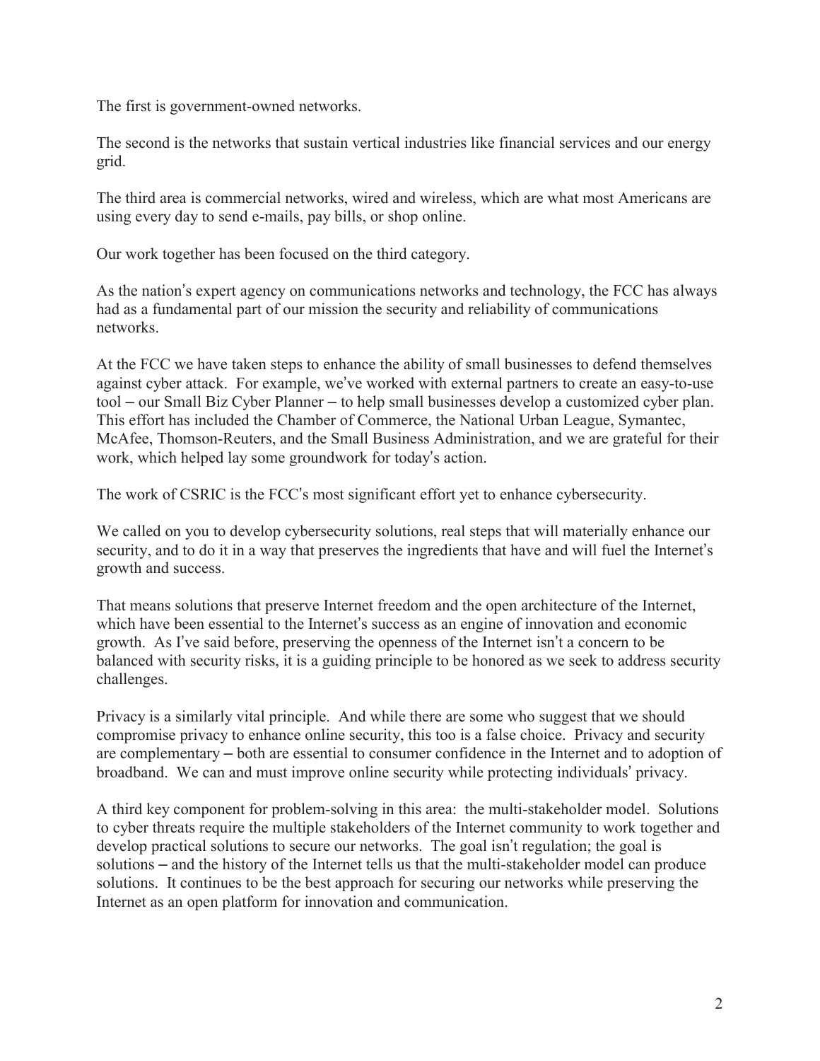The first is government-owned networks.

The second is the networks that sustain vertical industries like financial services and our energy grid.

The third area is commercial networks, wired and wireless, which are what most Americans are using every day to send e-mails, pay bills, or shop online.

Our work together has been focused on the third category.

As the nation's expert agency on communications networks and technology, the FCC has always had as a fundamental part of our mission the security and reliability of communications networks.

At the FCC we have taken steps to enhance the ability of small businesses to defend themselves against cyber attack. For example, we've worked with external partners to create an easy-to-use tool – our Small Biz Cyber Planner – to help small businesses develop a customized cyber plan. This effort has included the Chamber of Commerce, the National Urban League, Symantec, McAfee, Thomson-Reuters, and the Small Business Administration, and we are grateful for their work, which helped lay some groundwork for today's action.

The work of CSRIC is the FCC's most significant effort yet to enhance cybersecurity.

We called on you to develop cybersecurity solutions, real steps that will materially enhance our security, and to do it in a way that preserves the ingredients that have and will fuel the Internet's growth and success.

That means solutions that preserve Internet freedom and the open architecture of the Internet, which have been essential to the Internet's success as an engine of innovation and economic growth. As I've said before, preserving the openness of the Internet isn't a concern to be balanced with security risks, it is a guiding principle to be honored as we seek to address security challenges.

Privacy is a similarly vital principle. And while there are some who suggest that we should compromise privacy to enhance online security, this too is a false choice. Privacy and security are complementary – both are essential to consumer confidence in the Internet and to adoption of broadband. We can and must improve online security while protecting individuals' privacy.

A third key component for problem-solving in this area: the multi-stakeholder model. Solutions to cyber threats require the multiple stakeholders of the Internet community to work together and develop practical solutions to secure our networks. The goal isn't regulation; the goal is solutions – and the history of the Internet tells us that the multi-stakeholder model can produce solutions. It continues to be the best approach for securing our networks while preserving the Internet as an open platform for innovation and communication.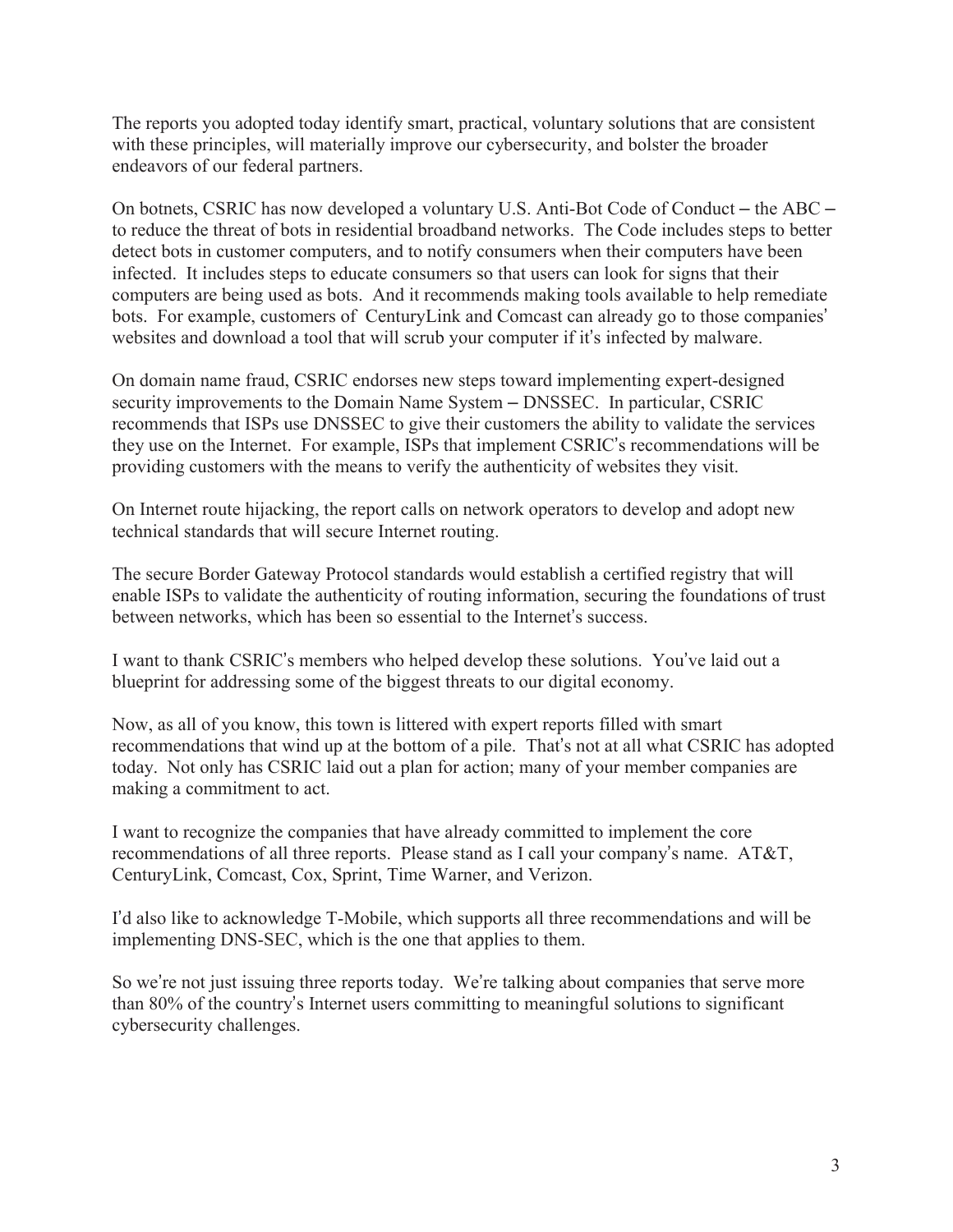The reports you adopted today identify smart, practical, voluntary solutions that are consistent with these principles, will materially improve our cybersecurity, and bolster the broader endeavors of our federal partners.

On botnets, CSRIC has now developed a voluntary U.S. Anti-Bot Code of Conduct – the ABC – to reduce the threat of bots in residential broadband networks. The Code includes steps to better detect bots in customer computers, and to notify consumers when their computers have been infected. It includes steps to educate consumers so that users can look for signs that their computers are being used as bots. And it recommends making tools available to help remediate bots. For example, customers of CenturyLink and Comcast can already go to those companies' websites and download a tool that will scrub your computer if it's infected by malware.

On domain name fraud, CSRIC endorses new steps toward implementing expert-designed security improvements to the Domain Name System – DNSSEC. In particular, CSRIC recommends that ISPs use DNSSEC to give their customers the ability to validate the services they use on the Internet. For example, ISPs that implement CSRIC's recommendations will be providing customers with the means to verify the authenticity of websites they visit.

On Internet route hijacking, the report calls on network operators to develop and adopt new technical standards that will secure Internet routing.

The secure Border Gateway Protocol standards would establish a certified registry that will enable ISPs to validate the authenticity of routing information, securing the foundations of trust between networks, which has been so essential to the Internet's success.

I want to thank CSRIC's members who helped develop these solutions. You've laid out a blueprint for addressing some of the biggest threats to our digital economy.

Now, as all of you know, this town is littered with expert reports filled with smart recommendations that wind up at the bottom of a pile. That's not at all what CSRIC has adopted today. Not only has CSRIC laid out a plan for action; many of your member companies are making a commitment to act.

I want to recognize the companies that have already committed to implement the core recommendations of all three reports. Please stand as I call your company's name. AT&T, CenturyLink, Comcast, Cox, Sprint, Time Warner, and Verizon.

I'd also like to acknowledge T-Mobile, which supports all three recommendations and will be implementing DNS-SEC, which is the one that applies to them.

So we're not just issuing three reports today. We're talking about companies that serve more than 80% of the country's Internet users committing to meaningful solutions to significant cybersecurity challenges.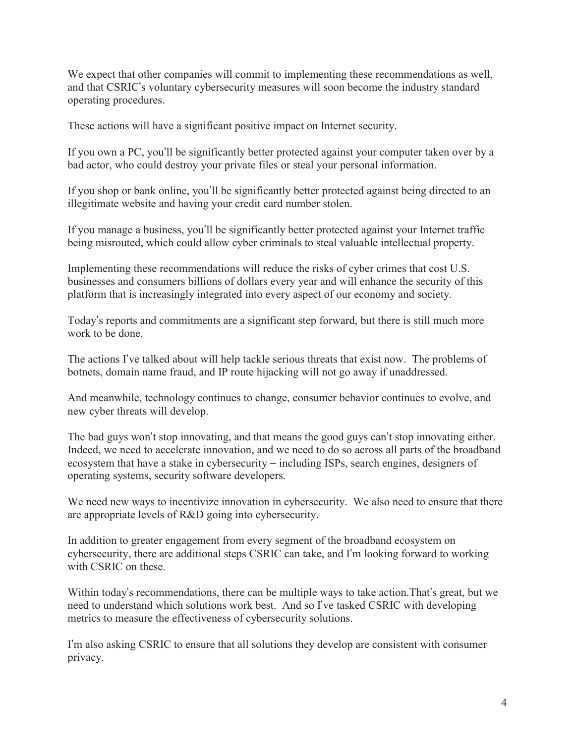We expect that other companies will commit to implementing these recommendations as well, and that CSRIC's voluntary cybersecurity measures will soon become the industry standard operating procedures.

These actions will have a significant positive impact on Internet security.

If you own a PC, you'll be significantly better protected against your computer taken over by a bad actor, who could destroy your private files or steal your personal information.

If you shop or bank online, you'll be significantly better protected against being directed to an illegitimate website and having your credit card number stolen.

If you manage a business, you'll be significantly better protected against your Internet traffic being misrouted, which could allow cyber criminals to steal valuable intellectual property.

Implementing these recommendations will reduce the risks of cyber crimes that cost U.S. businesses and consumers billions of dollars every year and will enhance the security of this platform that is increasingly integrated into every aspect of our economy and society.

Today's reports and commitments are a significant step forward, but there is still much more work to be done.

The actions I've talked about will help tackle serious threats that exist now. The problems of botnets, domain name fraud, and IP route hijacking will not go away if unaddressed.

And meanwhile, technology continues to change, consumer behavior continues to evolve, and new cyber threats will develop.

The bad guys won't stop innovating, and that means the good guys can't stop innovating either. Indeed, we need to accelerate innovation, and we need to do so across all parts of the broadband ecosystem that have a stake in cybersecurity – including ISPs, search engines, designers of operating systems, security software developers.

We need new ways to incentivize innovation in cybersecurity. We also need to ensure that there are appropriate levels of R&D going into cybersecurity.

In addition to greater engagement from every segment of the broadband ecosystem on cybersecurity, there are additional steps CSRIC can take, and I'm looking forward to working with CSRIC on these.

Within today's recommendations, there can be multiple ways to take action.That's great, but we need to understand which solutions work best. And so I've tasked CSRIC with developing metrics to measure the effectiveness of cybersecurity solutions.

I'm also asking CSRIC to ensure that all solutions they develop are consistent with consumer privacy.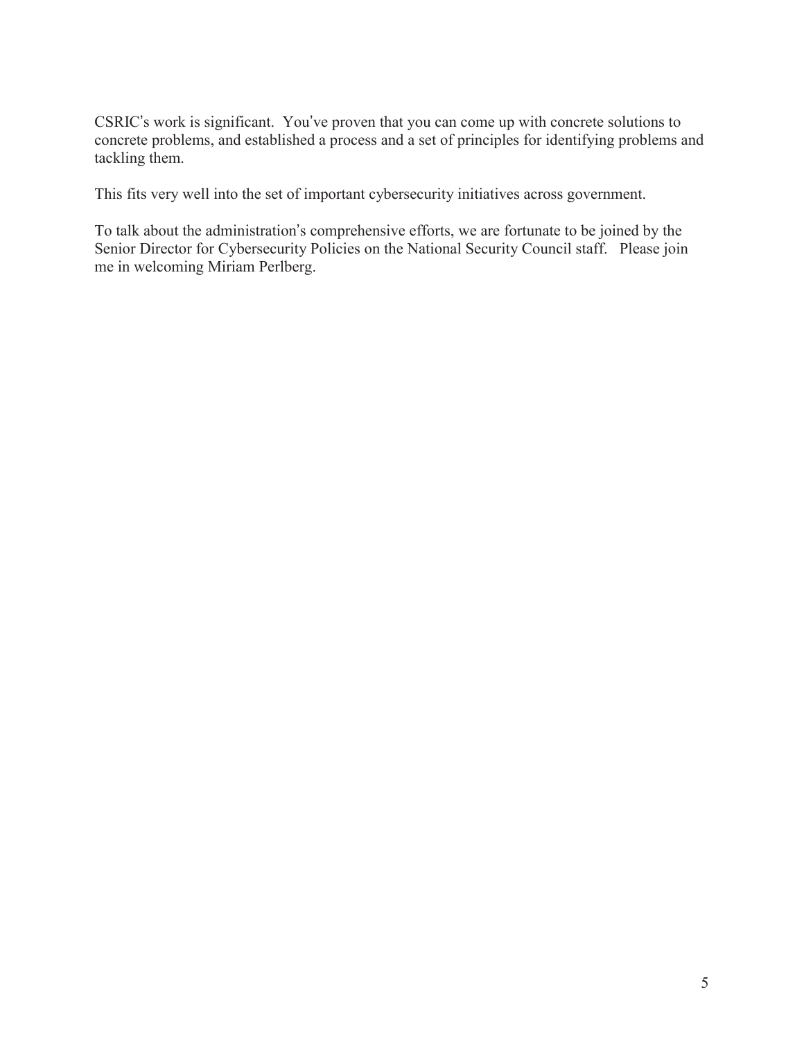CSRIC's work is significant. You've proven that you can come up with concrete solutions to concrete problems, and established a process and a set of principles for identifying problems and tackling them.

This fits very well into the set of important cybersecurity initiatives across government.

To talk about the administration's comprehensive efforts, we are fortunate to be joined by the Senior Director for Cybersecurity Policies on the National Security Council staff. Please join me in welcoming Miriam Perlberg.